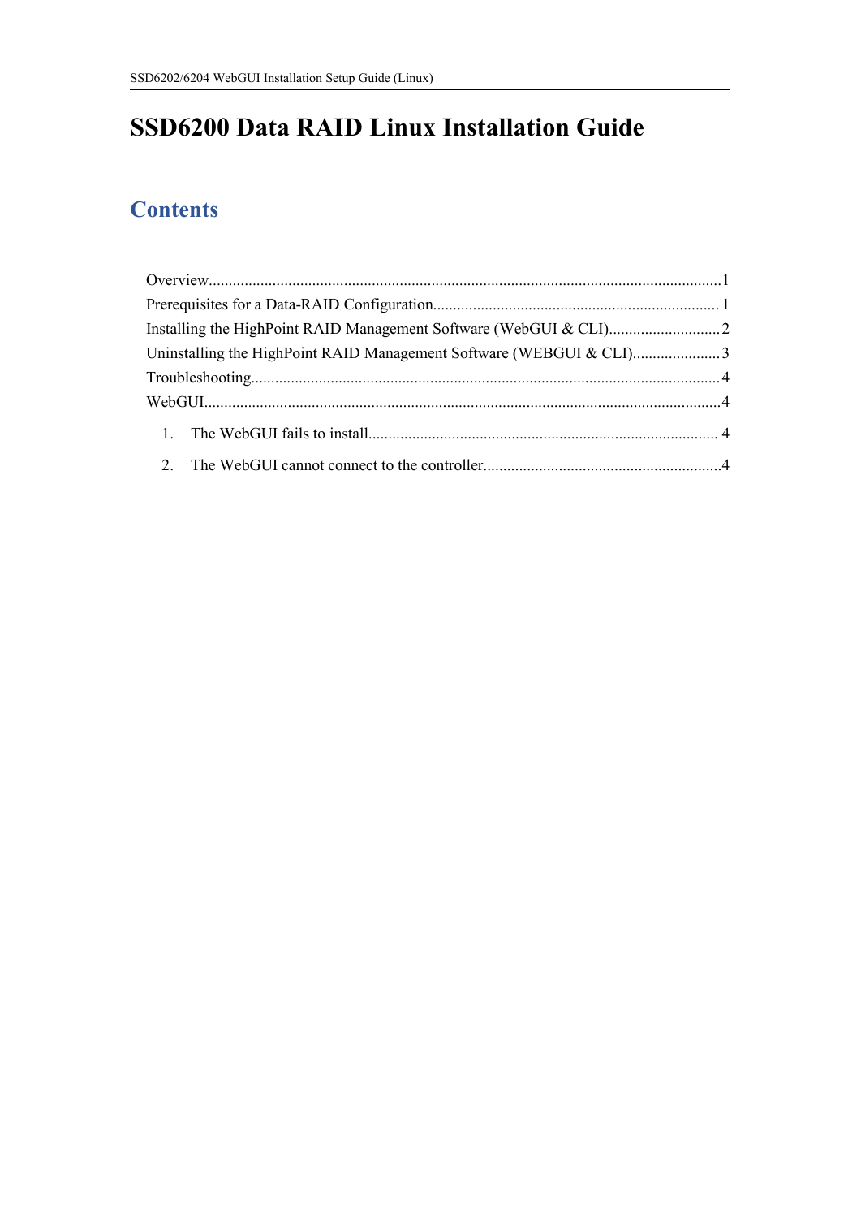# SSD6200 Data RAID Linux Installation Guide

## Contents

Overview................................................................................................................................1
Prerequisites for a Data-RAID Configuration....................................................................... 1
Installing the HighPoint RAID Management Software (WebGUI & CLI)............................2
Uninstalling the HighPoint RAID Management Software (WEBGUI & CLI)......................3
Troubleshooting.....................................................................................................................4
WebGUI.................................................................................................................................4

1. The WebGUI fails to install....................................................................................... 4
2. The WebGUI cannot connect to the controller...........................................................4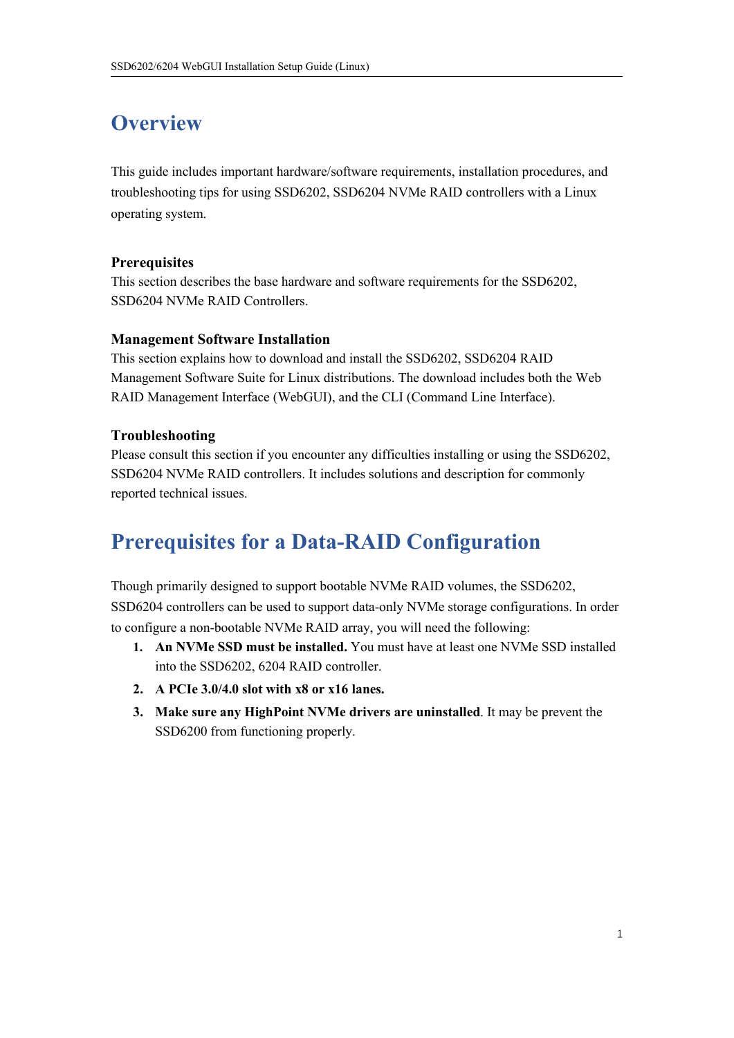# Overview

This guide includes important hardware/software requirements, installation procedures, and troubleshooting tips for using SSD6202, SSD6204 NVMe RAID controllers with a Linux operating system.

### Prerequisites

This section describes the base hardware and software requirements for the SSD6202, SSD6204 NVMe RAID Controllers.

### Management Software Installation

This section explains how to download and install the SSD6202, SSD6204 RAID Management Software Suite for Linux distributions. The download includes both the Web RAID Management Interface (WebGUI), and the CLI (Command Line Interface).

### Troubleshooting

Please consult this section if you encounter any difficulties installing or using the SSD6202, SSD6204 NVMe RAID controllers. It includes solutions and description for commonly reported technical issues.

# Prerequisites for a Data-RAID Configuration

Though primarily designed to support bootable NVMe RAID volumes, the SSD6202, SSD6204 controllers can be used to support data-only NVMe storage configurations. In order to configure a non-bootable NVMe RAID array, you will need the following:

1. **An NVMe SSD must be installed.** You must have at least one NVMe SSD installed into the SSD6202, 6204 RAID controller.
2. **A PCIe 3.0/4.0 slot with x8 or x16 lanes.**
3. **Make sure any HighPoint NVMe drivers are uninstalled**. It may be prevent the SSD6200 from functioning properly.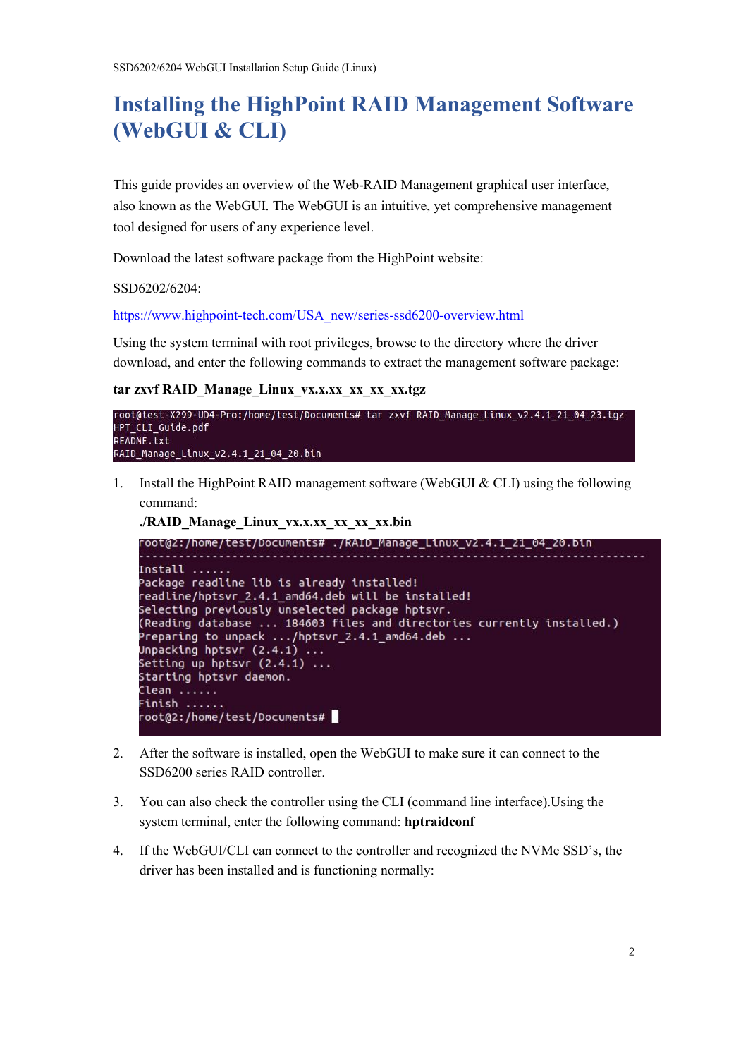# Installing the HighPoint RAID Management Software (WebGUI & CLI)

This guide provides an overview of the Web-RAID Management graphical user interface, also known as the WebGUI. The WebGUI is an intuitive, yet comprehensive management tool designed for users of any experience level.

Download the latest software package from the HighPoint website:

SSD6202/6204:

https://www.highpoint-tech.com/USA_new/series-ssd6200-overview.html

Using the system terminal with root privileges, browse to the directory where the driver download, and enter the following commands to extract the management software package:

**tar zxvf RAID_Manage_Linux_vx.x.xx_xx_xx_xx.tgz**

```
root@test-X299-UD4-Pro:/home/test/Documents# tar zxvf RAID_Manage_Linux_v2.4.1_21_04_23.tgz
HPT_CLI_Guide.pdf
README.txt
RAID_Manage_Linux_v2.4.1_21_04_20.bin
```

1. Install the HighPoint RAID management software (WebGUI & CLI) using the following command:

   **./RAID_Manage_Linux_vx.x.xx_xx_xx_xx.bin**

```
root@2:/home/test/Documents# ./RAID_Manage_Linux_v2.4.1_21_04_20.bin
--------------------------------------------------------------------------------
Install ......
Package readline lib is already installed!
readline/hptsvr_2.4.1_amd64.deb will be installed!
Selecting previously unselected package hptsvr.
(Reading database ... 184603 files and directories currently installed.)
Preparing to unpack .../hptsvr_2.4.1_amd64.deb ...
Unpacking hptsvr (2.4.1) ...
Setting up hptsvr (2.4.1) ...
Starting hptsvr daemon.
Clean ......
Finish ......
root@2:/home/test/Documents#
```

2. After the software is installed, open the WebGUI to make sure it can connect to the SSD6200 series RAID controller.

3. You can also check the controller using the CLI (command line interface).Using the system terminal, enter the following command: **hptraidconf**

4. If the WebGUI/CLI can connect to the controller and recognized the NVMe SSD's, the driver has been installed and is functioning normally: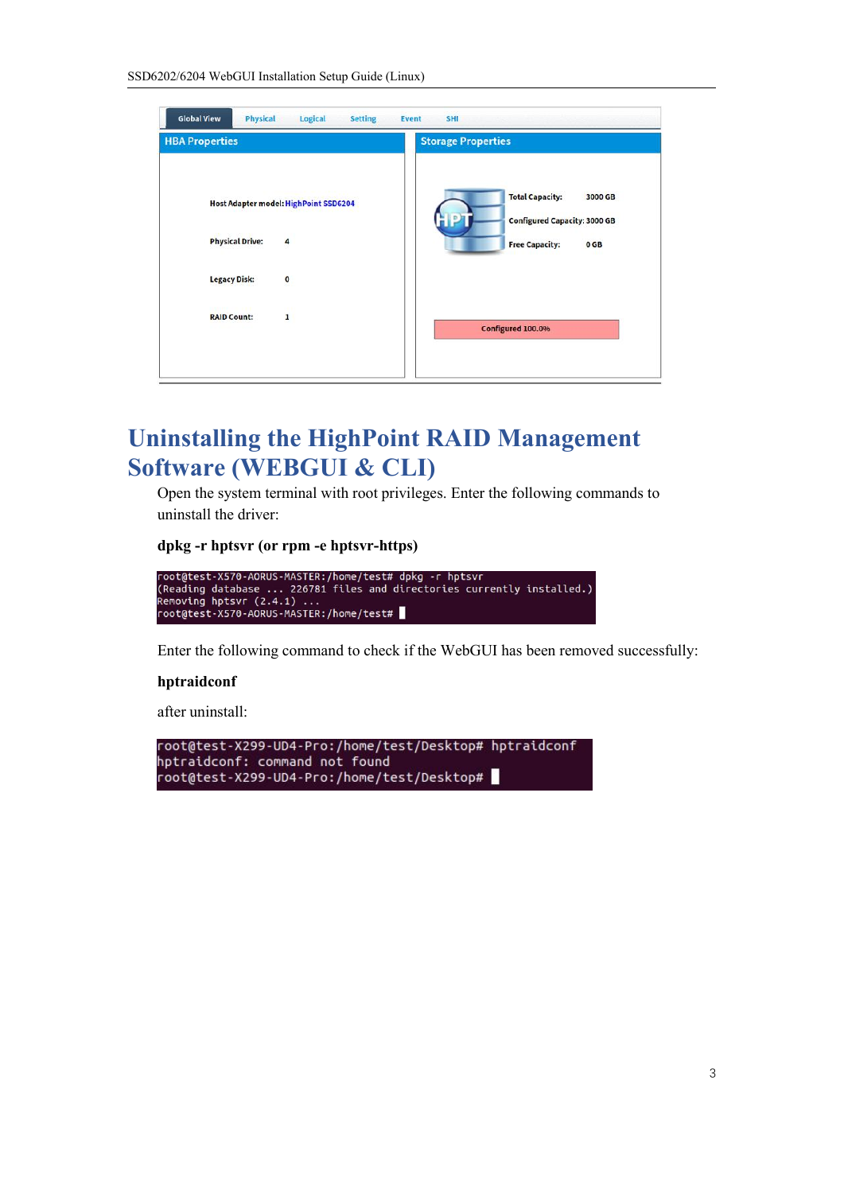# Uninstalling the HighPoint RAID Management Software (WEBGUI & CLI)

Open the system terminal with root privileges. Enter the following commands to uninstall the driver:

**dpkg -r hptsvr (or rpm -e hptsvr-https)**

```
root@test-X570-AORUS-MASTER:/home/test# dpkg -r hptsvr
(Reading database ... 226781 files and directories currently installed.)
Removing hptsvr (2.4.1) ...
root@test-X570-AORUS-MASTER:/home/test#
```

Enter the following command to check if the WebGUI has been removed successfully:

**hptraidconf**

after uninstall:

```
root@test-X299-UD4-Pro:/home/test/Desktop# hptraidconf
hptraidconf: command not found
root@test-X299-UD4-Pro:/home/test/Desktop#
```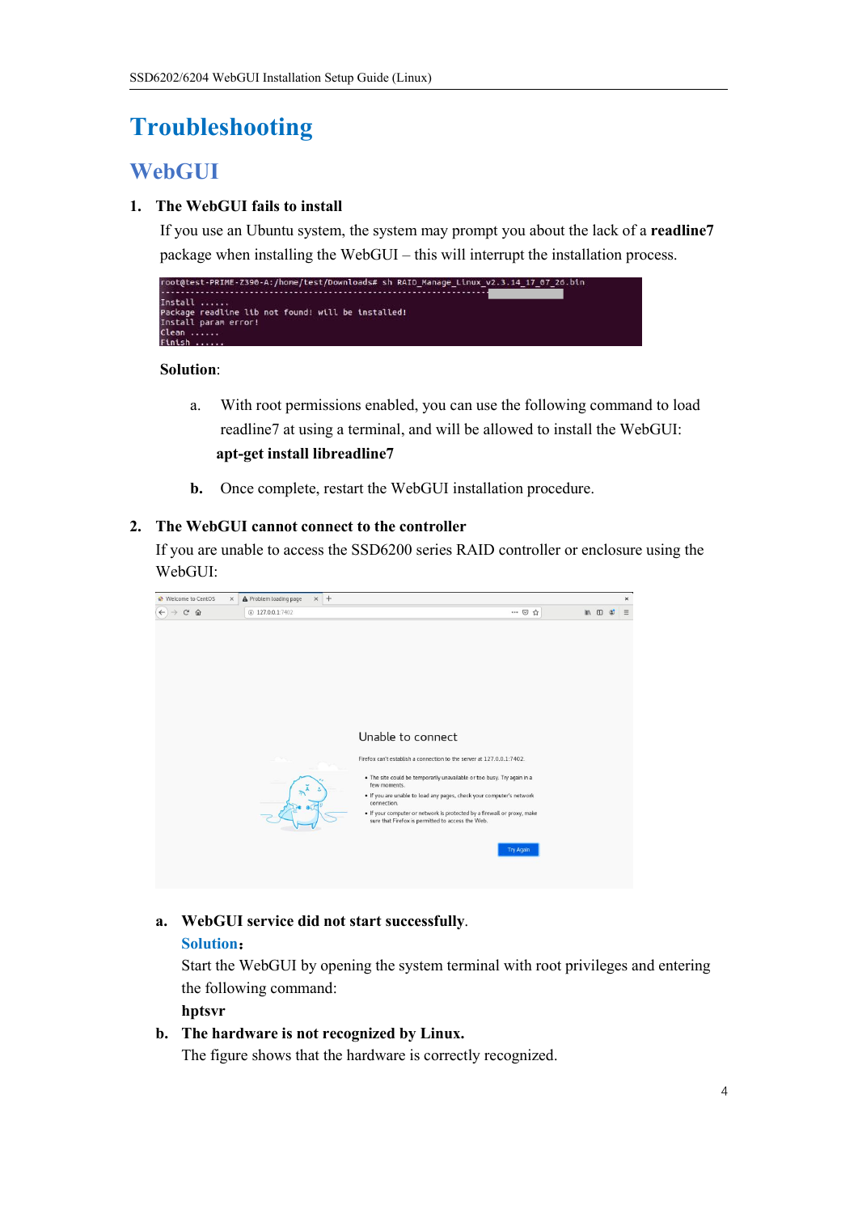# Troubleshooting

## WebGUI

1. **The WebGUI fails to install**

   If you use an Ubuntu system, the system may prompt you about the lack of a **readline7** package when installing the WebGUI – this will interrupt the installation process.

   ```
   root@test-PRIME-Z390-A:/home/test/Downloads# sh RAID_Manage_Linux_v2.3.14_17_07_26.bin
   -----------------------------------------------------------------
   Install ......
   Package readline lib not found! will be installed!
   Install param error!
   Clean ......
   Finish ......
   ```

   **Solution**:

   a. With root permissions enabled, you can use the following command to load readline7 at using a terminal, and will be allowed to install the WebGUI:
      **apt-get install libreadline7**

   **b.** Once complete, restart the WebGUI installation procedure.

2. **The WebGUI cannot connect to the controller**

   If you are unable to access the SSD6200 series RAID controller or enclosure using the WebGUI:

   a. **WebGUI service did not start successfully**.

      **Solution**：

      Start the WebGUI by opening the system terminal with root privileges and entering the following command:

      **hptsvr**

   b. **The hardware is not recognized by Linux.**

      The figure shows that the hardware is correctly recognized.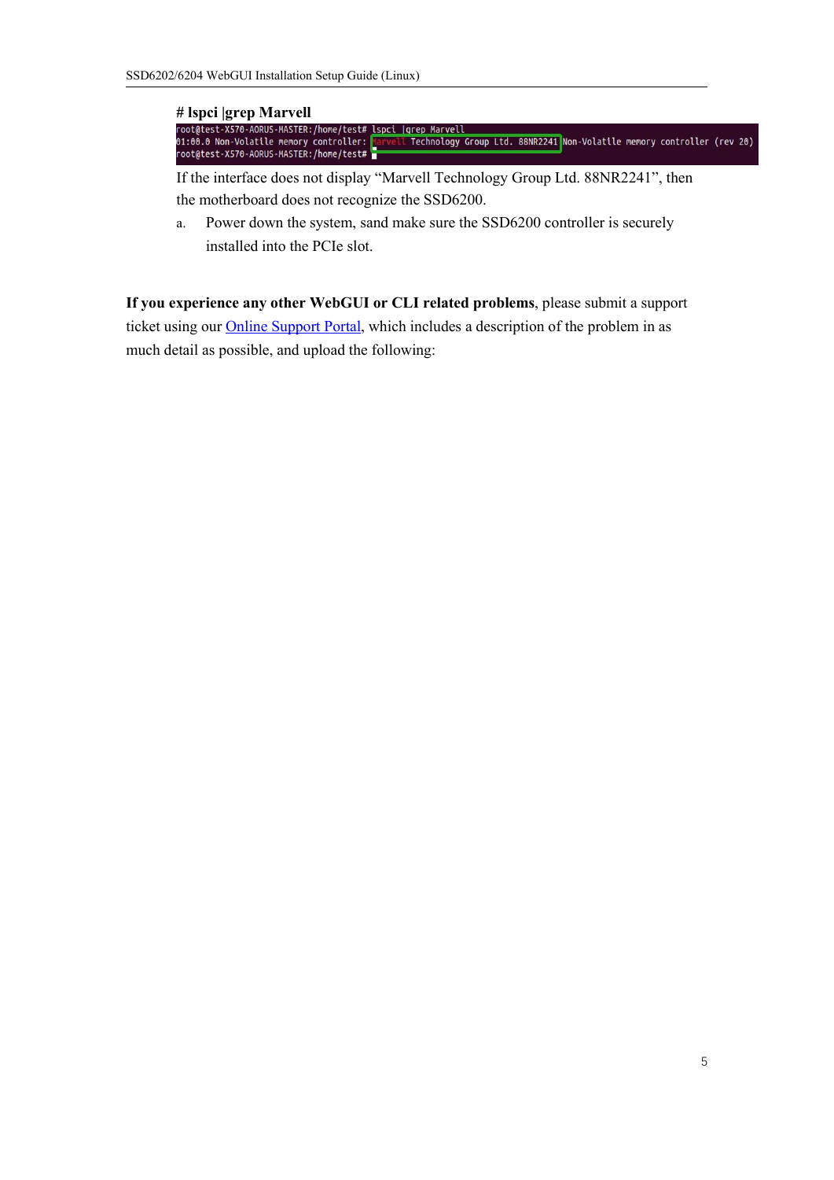**# lspci |grep Marvell**

```
root@test-X570-AORUS-MASTER:/home/test# lspci |grep Marvell
01:00.0 Non-Volatile memory controller: Marvell Technology Group Ltd. 88NR2241 Non-Volatile memory controller (rev 20)
root@test-X570-AORUS-MASTER:/home/test#
```

If the interface does not display "Marvell Technology Group Ltd. 88NR2241", then the motherboard does not recognize the SSD6200.

a. Power down the system, sand make sure the SSD6200 controller is securely installed into the PCIe slot.

**If you experience any other WebGUI or CLI related problems**, please submit a support ticket using our Online Support Portal, which includes a description of the problem in as much detail as possible, and upload the following: